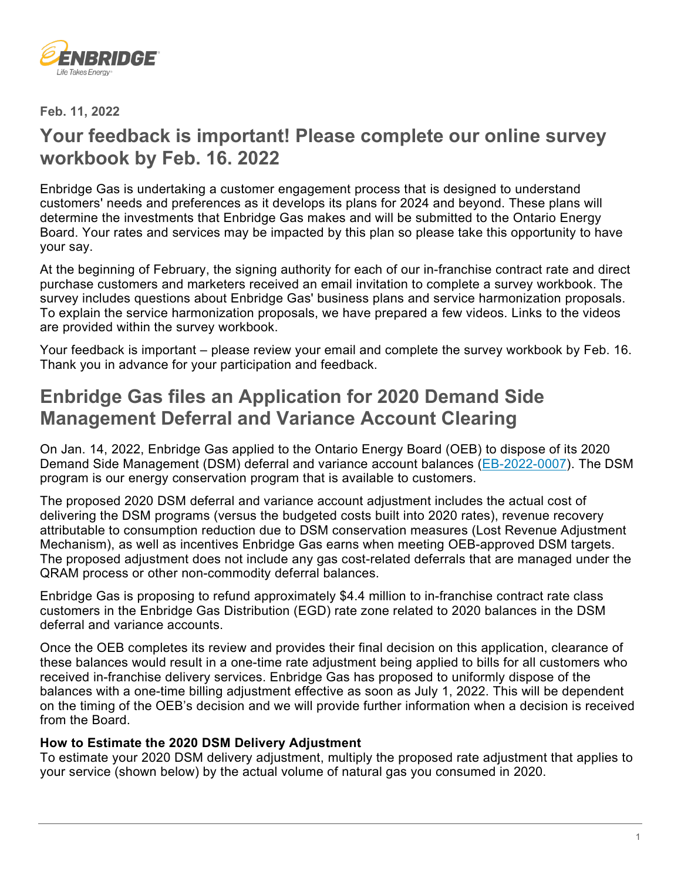ENBRIDGE
Life Takes Energy

Feb. 11, 2022

## Your feedback is important! Please complete our online survey workbook by Feb. 16. 2022

Enbridge Gas is undertaking a customer engagement process that is designed to understand customers' needs and preferences as it develops its plans for 2024 and beyond. These plans will determine the investments that Enbridge Gas makes and will be submitted to the Ontario Energy Board. Your rates and services may be impacted by this plan so please take this opportunity to have your say.

At the beginning of February, the signing authority for each of our in-franchise contract rate and direct purchase customers and marketers received an email invitation to complete a survey workbook. The survey includes questions about Enbridge Gas' business plans and service harmonization proposals. To explain the service harmonization proposals, we have prepared a few videos. Links to the videos are provided within the survey workbook.

Your feedback is important – please review your email and complete the survey workbook by Feb. 16. Thank you in advance for your participation and feedback.

## Enbridge Gas files an Application for 2020 Demand Side Management Deferral and Variance Account Clearing

On Jan. 14, 2022, Enbridge Gas applied to the Ontario Energy Board (OEB) to dispose of its 2020 Demand Side Management (DSM) deferral and variance account balances (EB-2022-0007). The DSM program is our energy conservation program that is available to customers.

The proposed 2020 DSM deferral and variance account adjustment includes the actual cost of delivering the DSM programs (versus the budgeted costs built into 2020 rates), revenue recovery attributable to consumption reduction due to DSM conservation measures (Lost Revenue Adjustment Mechanism), as well as incentives Enbridge Gas earns when meeting OEB-approved DSM targets. The proposed adjustment does not include any gas cost-related deferrals that are managed under the QRAM process or other non-commodity deferral balances.

Enbridge Gas is proposing to refund approximately $4.4 million to in-franchise contract rate class customers in the Enbridge Gas Distribution (EGD) rate zone related to 2020 balances in the DSM deferral and variance accounts.

Once the OEB completes its review and provides their final decision on this application, clearance of these balances would result in a one-time rate adjustment being applied to bills for all customers who received in-franchise delivery services. Enbridge Gas has proposed to uniformly dispose of the balances with a one-time billing adjustment effective as soon as July 1, 2022. This will be dependent on the timing of the OEB's decision and we will provide further information when a decision is received from the Board.

**How to Estimate the 2020 DSM Delivery Adjustment**
To estimate your 2020 DSM delivery adjustment, multiply the proposed rate adjustment that applies to your service (shown below) by the actual volume of natural gas you consumed in 2020.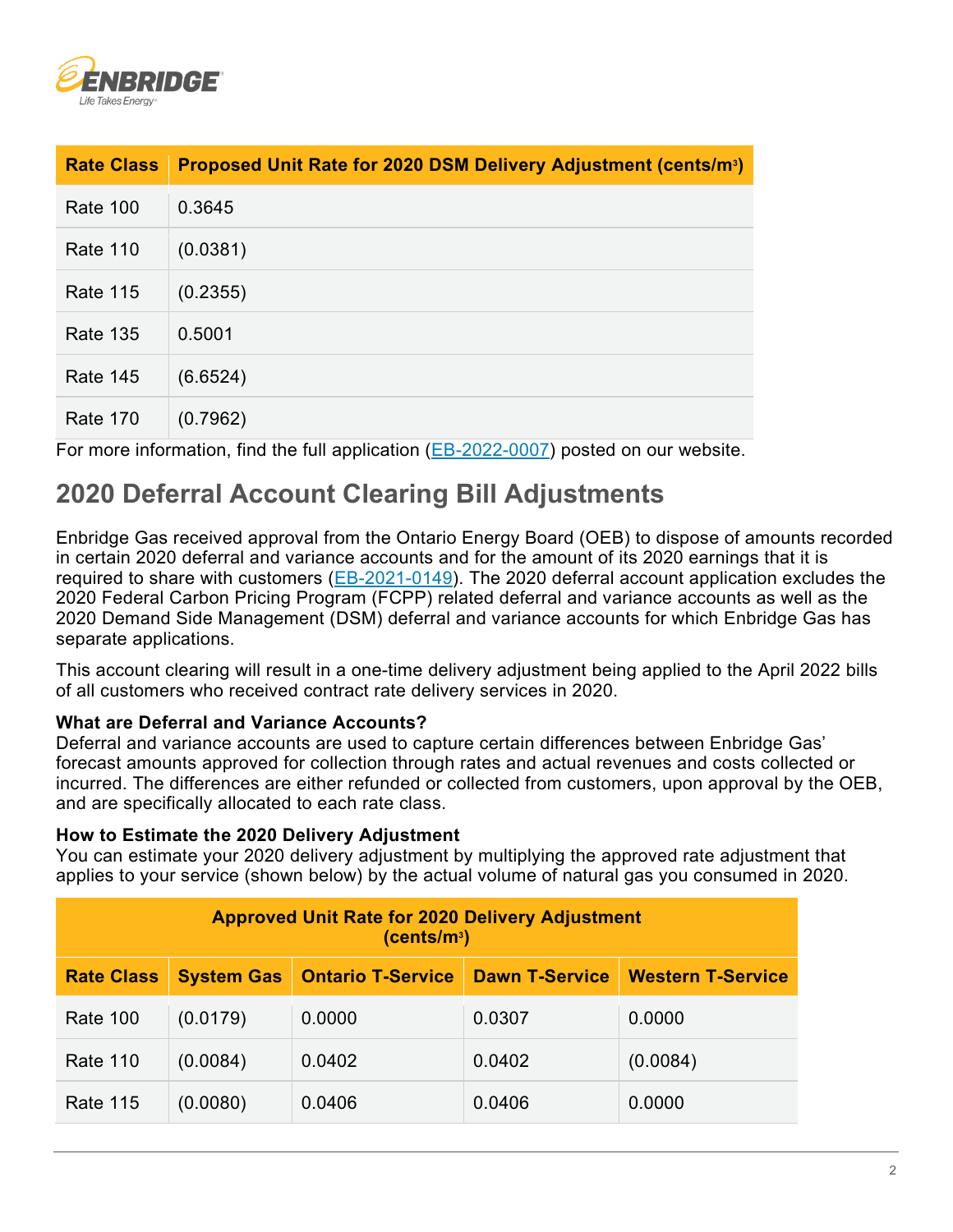| Rate Class | Proposed Unit Rate for 2020 DSM Delivery Adjustment (cents/m$^3$) |
|---|---|
| Rate 100 | 0.3645 |
| Rate 110 | (0.0381) |
| Rate 115 | (0.2355) |
| Rate 135 | 0.5001 |
| Rate 145 | (6.6524) |
| Rate 170 | (0.7962) |

For more information, find the full application (EB-2022-0007) posted on our website.

## 2020 Deferral Account Clearing Bill Adjustments

Enbridge Gas received approval from the Ontario Energy Board (OEB) to dispose of amounts recorded in certain 2020 deferral and variance accounts and for the amount of its 2020 earnings that it is required to share with customers (EB-2021-0149). The 2020 deferral account application excludes the 2020 Federal Carbon Pricing Program (FCPP) related deferral and variance accounts as well as the 2020 Demand Side Management (DSM) deferral and variance accounts for which Enbridge Gas has separate applications.

This account clearing will result in a one-time delivery adjustment being applied to the April 2022 bills of all customers who received contract rate delivery services in 2020.

**What are Deferral and Variance Accounts?**
Deferral and variance accounts are used to capture certain differences between Enbridge Gas' forecast amounts approved for collection through rates and actual revenues and costs collected or incurred. The differences are either refunded or collected from customers, upon approval by the OEB, and are specifically allocated to each rate class.

**How to Estimate the 2020 Delivery Adjustment**
You can estimate your 2020 delivery adjustment by multiplying the approved rate adjustment that applies to your service (shown below) by the actual volume of natural gas you consumed in 2020.

| Approved Unit Rate for 2020 Delivery Adjustment (cents/m$^3$) | | | | |
|---|---|---|---|---|
| **Rate Class** | **System Gas** | **Ontario T-Service** | **Dawn T-Service** | **Western T-Service** |
| Rate 100 | (0.0179) | 0.0000 | 0.0307 | 0.0000 |
| Rate 110 | (0.0084) | 0.0402 | 0.0402 | (0.0084) |
| Rate 115 | (0.0080) | 0.0406 | 0.0406 | 0.0000 |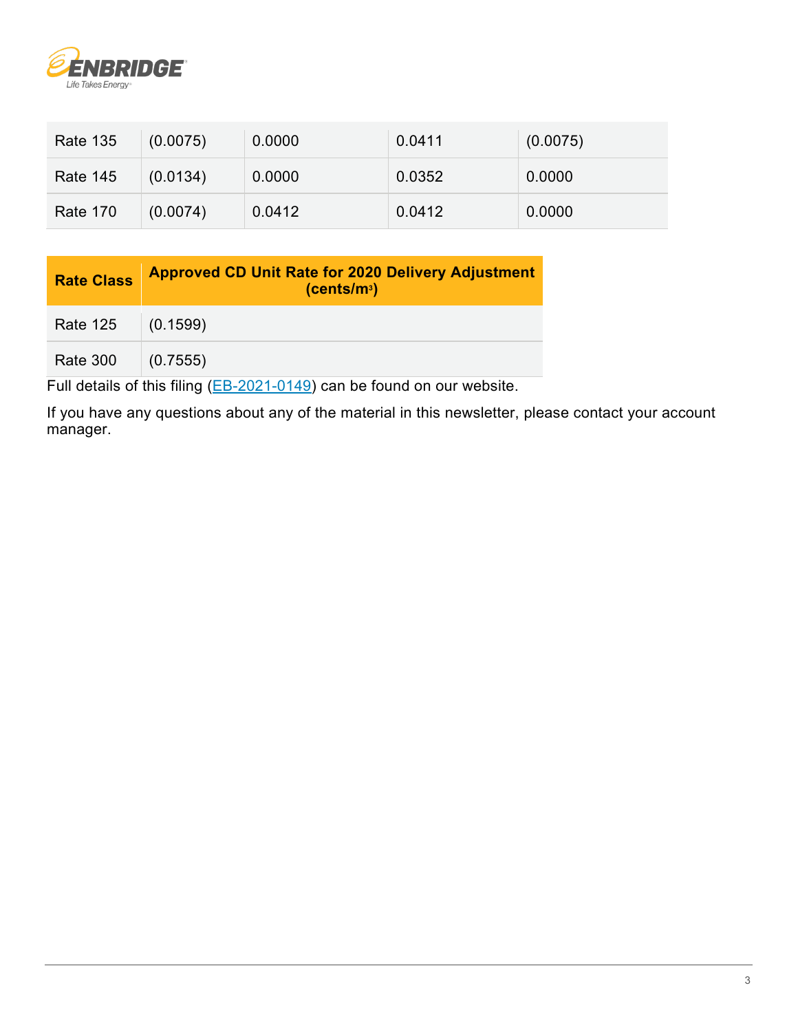| | | | | |
|---|---|---|---|---|
| Rate 135 | (0.0075) | 0.0000 | 0.0411 | (0.0075) |
| Rate 145 | (0.0134) | 0.0000 | 0.0352 | 0.0000 |
| Rate 170 | (0.0074) | 0.0412 | 0.0412 | 0.0000 |

| Rate Class | Approved CD Unit Rate for 2020 Delivery Adjustment (cents/m³) |
|---|---|
| Rate 125 | (0.1599) |
| Rate 300 | (0.7555) |

Full details of this filing (EB-2021-0149) can be found on our website.

If you have any questions about any of the material in this newsletter, please contact your account manager.